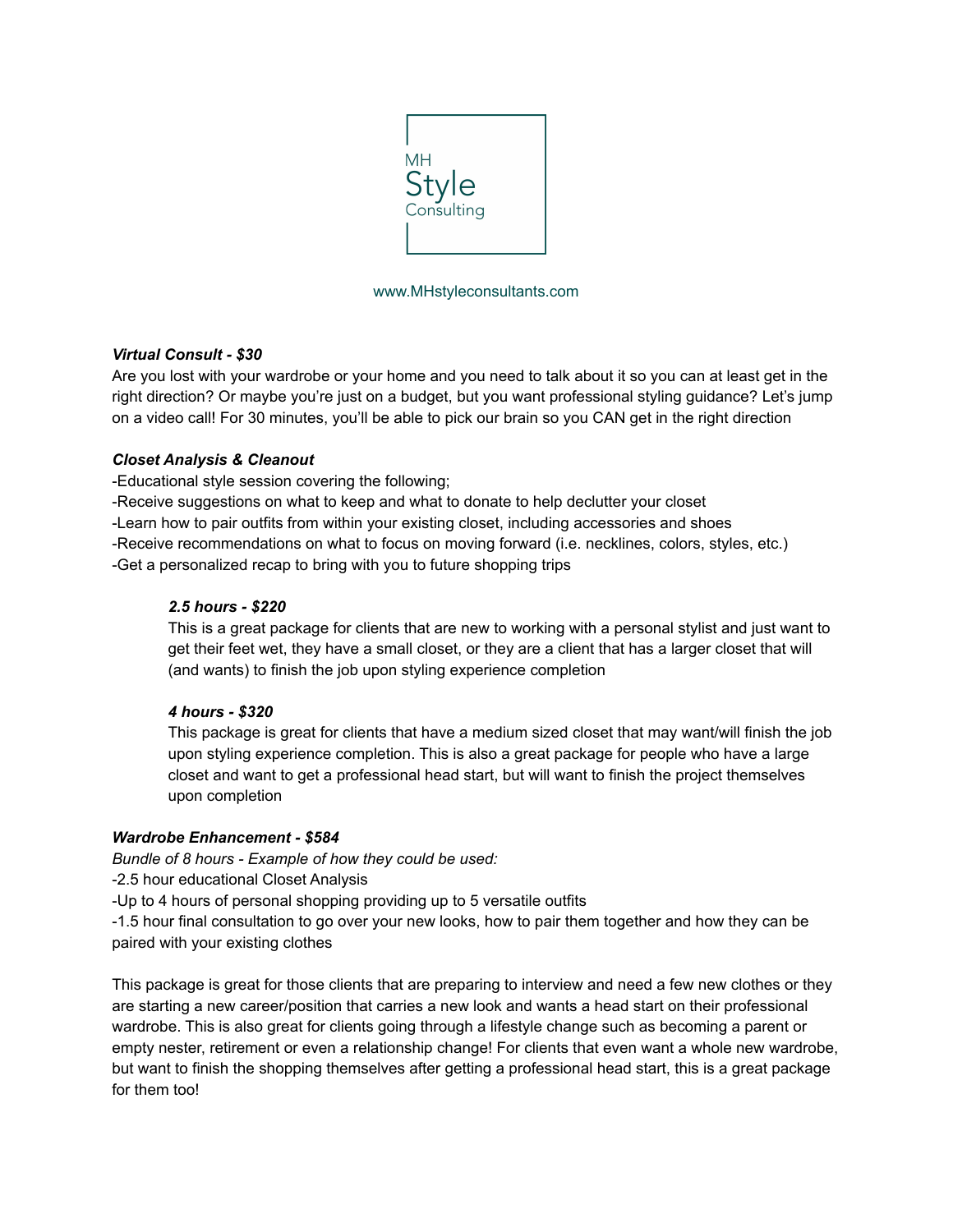MH
Style
Consulting

www.MHstyleconsultants.com

***Virtual Consult - $30***

Are you lost with your wardrobe or your home and you need to talk about it so you can at least get in the right direction? Or maybe you're just on a budget, but you want professional styling guidance? Let's jump on a video call! For 30 minutes, you'll be able to pick our brain so you CAN get in the right direction

***Closet Analysis & Cleanout***

-Educational style session covering the following;
-Receive suggestions on what to keep and what to donate to help declutter your closet
-Learn how to pair outfits from within your existing closet, including accessories and shoes
-Receive recommendations on what to focus on moving forward (i.e. necklines, colors, styles, etc.)
-Get a personalized recap to bring with you to future shopping trips

***2.5 hours - $220***

This is a great package for clients that are new to working with a personal stylist and just want to get their feet wet, they have a small closet, or they are a client that has a larger closet that will (and wants) to finish the job upon styling experience completion

***4 hours - $320***

This package is great for clients that have a medium sized closet that may want/will finish the job upon styling experience completion. This is also a great package for people who have a large closet and want to get a professional head start, but will want to finish the project themselves upon completion

***Wardrobe Enhancement - $584***

*Bundle of 8 hours - Example of how they could be used:*
-2.5 hour educational Closet Analysis
-Up to 4 hours of personal shopping providing up to 5 versatile outfits
-1.5 hour final consultation to go over your new looks, how to pair them together and how they can be paired with your existing clothes

This package is great for those clients that are preparing to interview and need a few new clothes or they are starting a new career/position that carries a new look and wants a head start on their professional wardrobe. This is also great for clients going through a lifestyle change such as becoming a parent or empty nester, retirement or even a relationship change! For clients that even want a whole new wardrobe, but want to finish the shopping themselves after getting a professional head start, this is a great package for them too!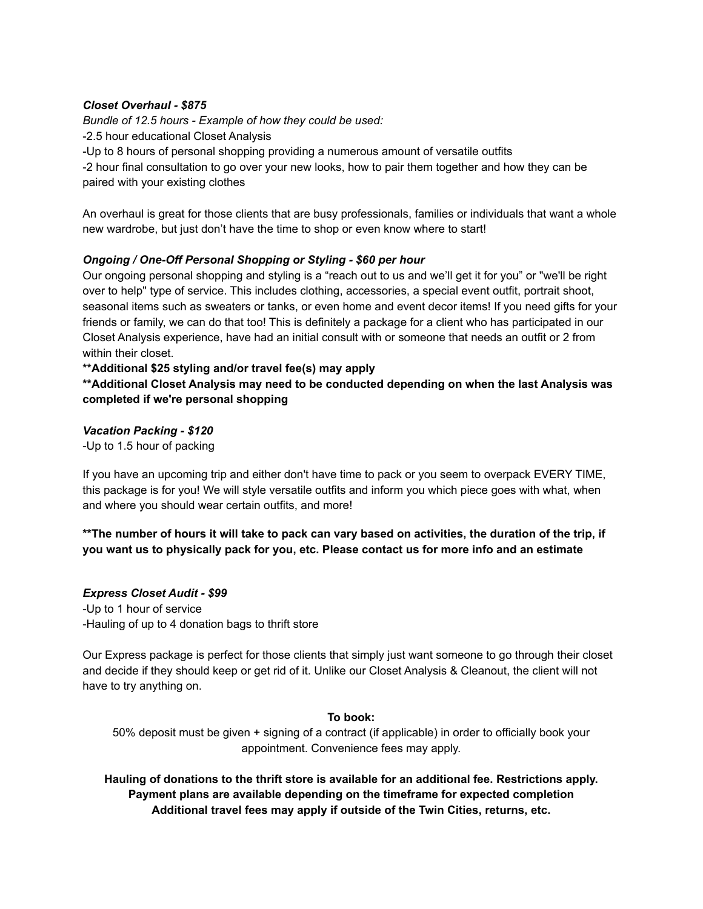***Closet Overhaul - $875***

*Bundle of 12.5 hours - Example of how they could be used:*

-2.5 hour educational Closet Analysis

-Up to 8 hours of personal shopping providing a numerous amount of versatile outfits

-2 hour final consultation to go over your new looks, how to pair them together and how they can be paired with your existing clothes

An overhaul is great for those clients that are busy professionals, families or individuals that want a whole new wardrobe, but just don't have the time to shop or even know where to start!

***Ongoing / One-Off Personal Shopping or Styling - $60 per hour***

Our ongoing personal shopping and styling is a "reach out to us and we'll get it for you" or "we'll be right over to help" type of service. This includes clothing, accessories, a special event outfit, portrait shoot, seasonal items such as sweaters or tanks, or even home and event decor items! If you need gifts for your friends or family, we can do that too! This is definitely a package for a client who has participated in our Closet Analysis experience, have had an initial consult with or someone that needs an outfit or 2 from within their closet.

**\*\*Additional $25 styling and/or travel fee(s) may apply**

**\*\*Additional Closet Analysis may need to be conducted depending on when the last Analysis was completed if we're personal shopping**

***Vacation Packing - $120***

-Up to 1.5 hour of packing

If you have an upcoming trip and either don't have time to pack or you seem to overpack EVERY TIME, this package is for you! We will style versatile outfits and inform you which piece goes with what, when and where you should wear certain outfits, and more!

**\*\*The number of hours it will take to pack can vary based on activities, the duration of the trip, if you want us to physically pack for you, etc. Please contact us for more info and an estimate**

***Express Closet Audit - $99***

-Up to 1 hour of service

-Hauling of up to 4 donation bags to thrift store

Our Express package is perfect for those clients that simply just want someone to go through their closet and decide if they should keep or get rid of it. Unlike our Closet Analysis & Cleanout, the client will not have to try anything on.

**To book:**

50% deposit must be given + signing of a contract (if applicable) in order to officially book your appointment. Convenience fees may apply.

**Hauling of donations to the thrift store is available for an additional fee. Restrictions apply.**
**Payment plans are available depending on the timeframe for expected completion**
**Additional travel fees may apply if outside of the Twin Cities, returns, etc.**